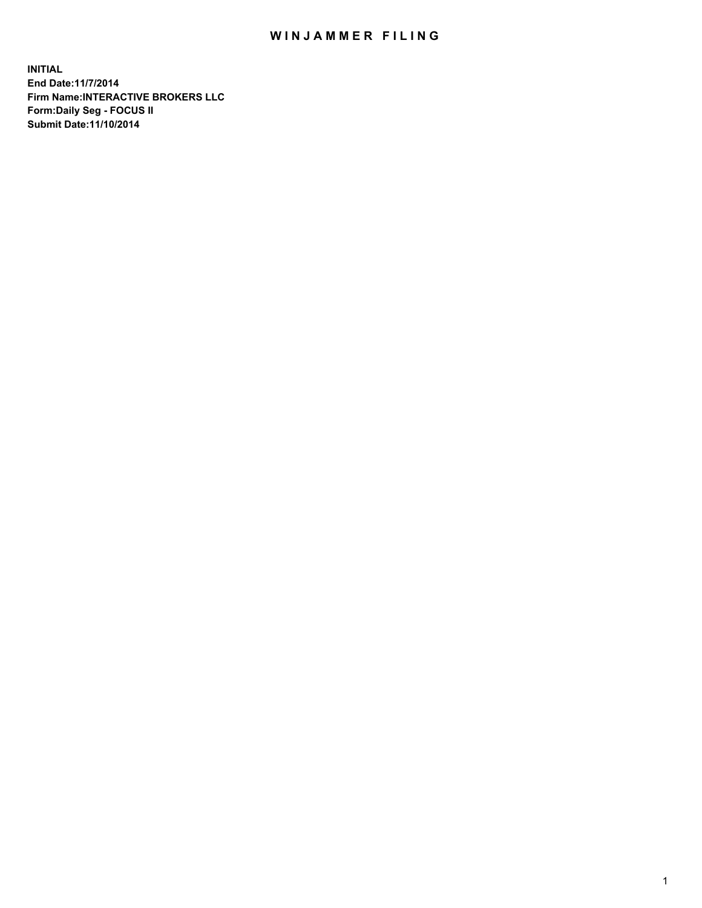# WINJAMMER FILING

**INITIAL**
**End Date:11/7/2014**
**Firm Name:INTERACTIVE BROKERS LLC**
**Form:Daily Seg - FOCUS II**
**Submit Date:11/10/2014**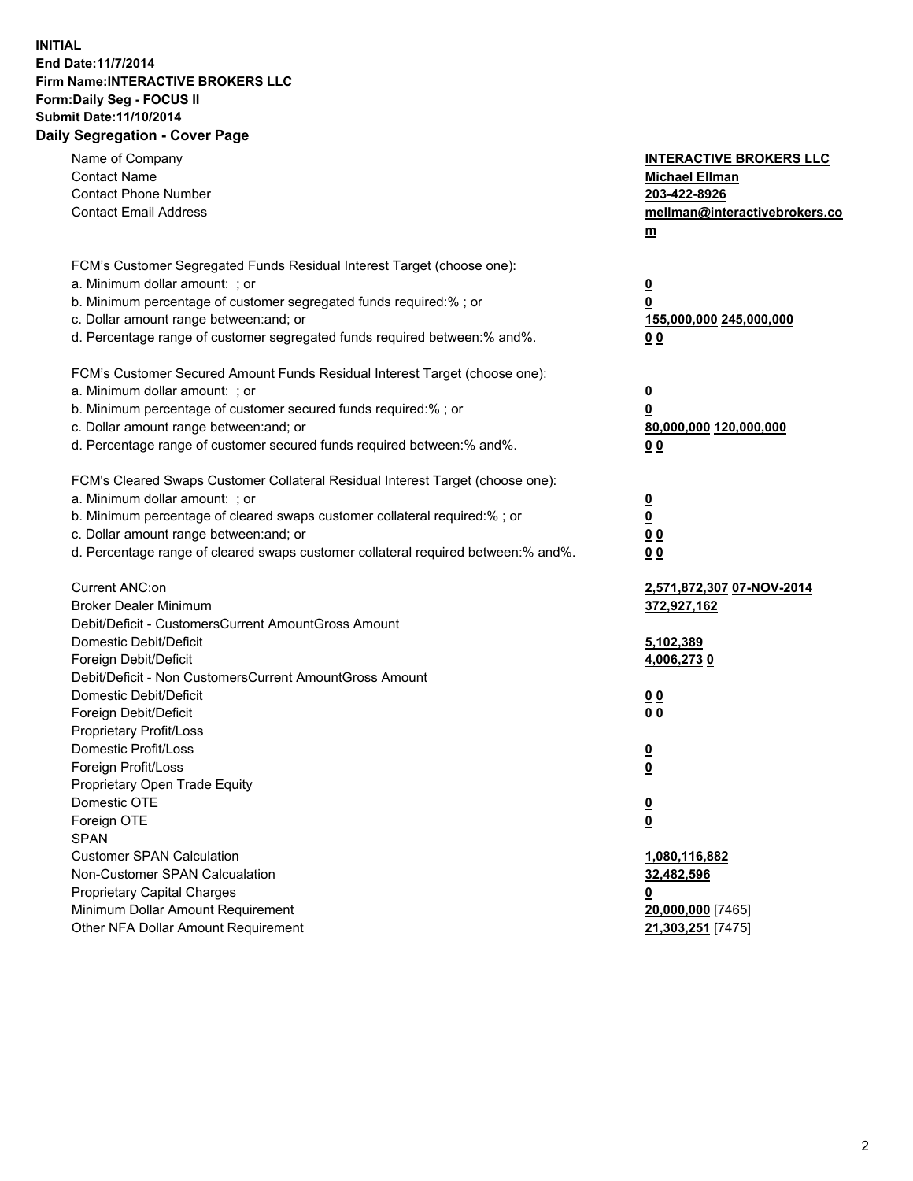**INITIAL**
**End Date:11/7/2014**
**Firm Name:INTERACTIVE BROKERS LLC**
**Form:Daily Seg - FOCUS II**
**Submit Date:11/10/2014**

## Daily Segregation - Cover Page

| | |
|---|---|
| Name of Company | **INTERACTIVE BROKERS LLC** |
| Contact Name | **Michael Ellman** |
| Contact Phone Number | **203-422-8926** |
| Contact Email Address | **mellman@interactivebrokers.com** |
| | |
| FCM's Customer Segregated Funds Residual Interest Target (choose one): | |
| a. Minimum dollar amount: ; or | **0** |
| b. Minimum percentage of customer segregated funds required:% ; or | **0** |
| c. Dollar amount range between:and; or | **155,000,000 245,000,000** |
| d. Percentage range of customer segregated funds required between:% and%. | **0 0** |
| | |
| FCM's Customer Secured Amount Funds Residual Interest Target (choose one): | |
| a. Minimum dollar amount: ; or | **0** |
| b. Minimum percentage of customer secured funds required:% ; or | **0** |
| c. Dollar amount range between:and; or | **80,000,000 120,000,000** |
| d. Percentage range of customer secured funds required between:% and%. | **0 0** |
| | |
| FCM's Cleared Swaps Customer Collateral Residual Interest Target (choose one): | |
| a. Minimum dollar amount: ; or | **0** |
| b. Minimum percentage of cleared swaps customer collateral required:% ; or | **0** |
| c. Dollar amount range between:and; or | **0 0** |
| d. Percentage range of cleared swaps customer collateral required between:% and%. | **0 0** |
| | |
| Current ANC:on | **2,571,872,307 07-NOV-2014** |
| Broker Dealer Minimum | **372,927,162** |
| Debit/Deficit - CustomersCurrent AmountGross Amount | |
| Domestic Debit/Deficit | **5,102,389** |
| Foreign Debit/Deficit | **4,006,273 0** |
| Debit/Deficit - Non CustomersCurrent AmountGross Amount | |
| Domestic Debit/Deficit | **0 0** |
| Foreign Debit/Deficit | **0 0** |
| Proprietary Profit/Loss | |
| Domestic Profit/Loss | **0** |
| Foreign Profit/Loss | **0** |
| Proprietary Open Trade Equity | |
| Domestic OTE | **0** |
| Foreign OTE | **0** |
| SPAN | |
| Customer SPAN Calculation | **1,080,116,882** |
| Non-Customer SPAN Calcualation | **32,482,596** |
| Proprietary Capital Charges | **0** |
| Minimum Dollar Amount Requirement | **20,000,000** [7465] |
| Other NFA Dollar Amount Requirement | **21,303,251** [7475] |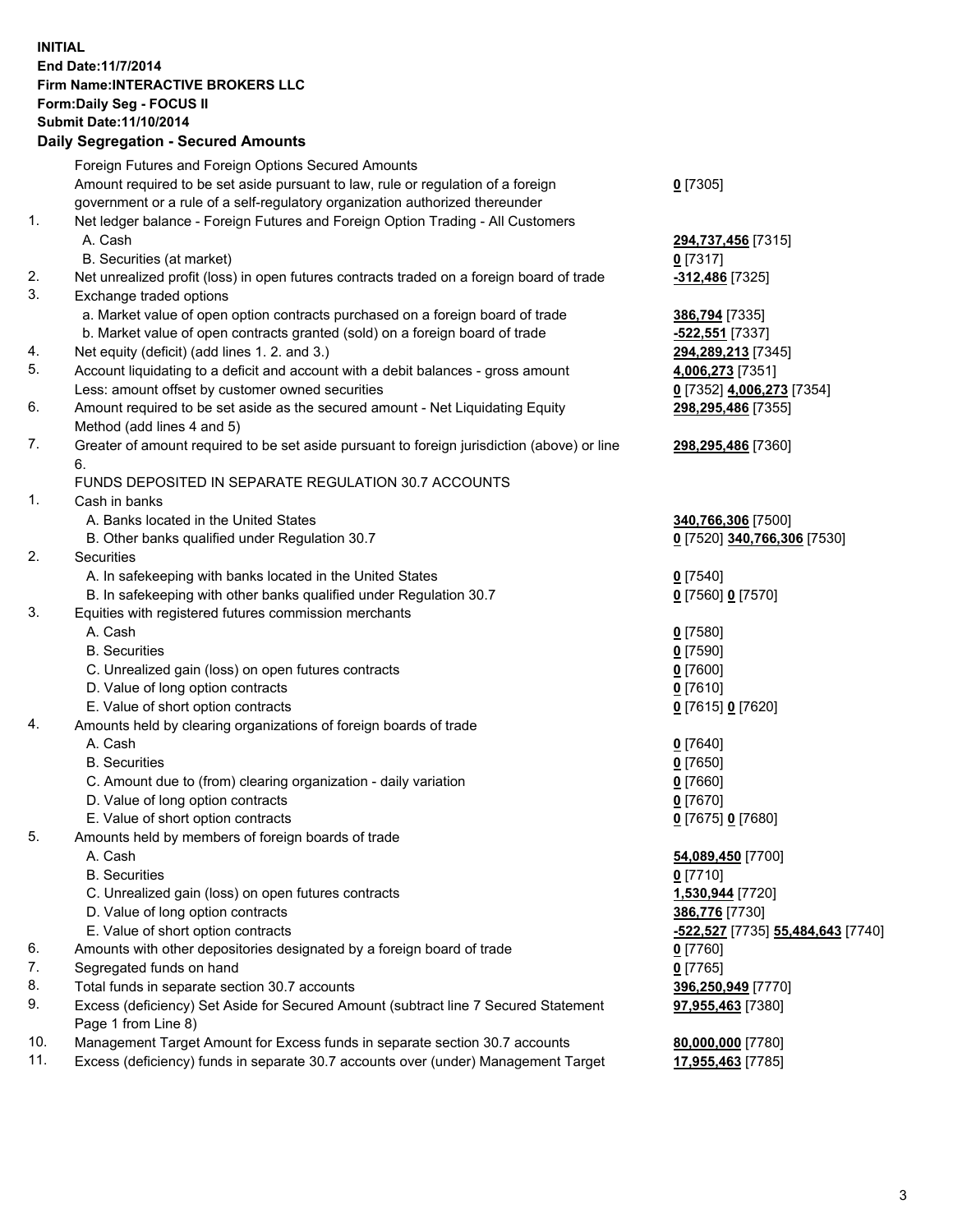**INITIAL**
**End Date:11/7/2014**
**Firm Name:INTERACTIVE BROKERS LLC**
**Form:Daily Seg - FOCUS II**
**Submit Date:11/10/2014**

### Daily Segregation - Secured Amounts

| | | |
|---|---|---|
| | Foreign Futures and Foreign Options Secured Amounts | |
| | Amount required to be set aside pursuant to law, rule or regulation of a foreign government or a rule of a self-regulatory organization authorized thereunder | **0** [7305] |
| 1. | Net ledger balance - Foreign Futures and Foreign Option Trading - All Customers | |
| | A. Cash | **294,737,456** [7315] |
| | B. Securities (at market) | **0** [7317] |
| 2. | Net unrealized profit (loss) in open futures contracts traded on a foreign board of trade | **-312,486** [7325] |
| 3. | Exchange traded options | |
| | a. Market value of open option contracts purchased on a foreign board of trade | **386,794** [7335] |
| | b. Market value of open contracts granted (sold) on a foreign board of trade | **-522,551** [7337] |
| 4. | Net equity (deficit) (add lines 1. 2. and 3.) | **294,289,213** [7345] |
| 5. | Account liquidating to a deficit and account with a debit balances - gross amount | **4,006,273** [7351] |
| | Less: amount offset by customer owned securities | **0** [7352] **4,006,273** [7354] |
| 6. | Amount required to be set aside as the secured amount - Net Liquidating Equity Method (add lines 4 and 5) | **298,295,486** [7355] |
| 7. | Greater of amount required to be set aside pursuant to foreign jurisdiction (above) or line 6. | **298,295,486** [7360] |
| | FUNDS DEPOSITED IN SEPARATE REGULATION 30.7 ACCOUNTS | |
| 1. | Cash in banks | |
| | A. Banks located in the United States | **340,766,306** [7500] |
| | B. Other banks qualified under Regulation 30.7 | **0** [7520] **340,766,306** [7530] |
| 2. | Securities | |
| | A. In safekeeping with banks located in the United States | **0** [7540] |
| | B. In safekeeping with other banks qualified under Regulation 30.7 | **0** [7560] **0** [7570] |
| 3. | Equities with registered futures commission merchants | |
| | A. Cash | **0** [7580] |
| | B. Securities | **0** [7590] |
| | C. Unrealized gain (loss) on open futures contracts | **0** [7600] |
| | D. Value of long option contracts | **0** [7610] |
| | E. Value of short option contracts | **0** [7615] **0** [7620] |
| 4. | Amounts held by clearing organizations of foreign boards of trade | |
| | A. Cash | **0** [7640] |
| | B. Securities | **0** [7650] |
| | C. Amount due to (from) clearing organization - daily variation | **0** [7660] |
| | D. Value of long option contracts | **0** [7670] |
| | E. Value of short option contracts | **0** [7675] **0** [7680] |
| 5. | Amounts held by members of foreign boards of trade | |
| | A. Cash | **54,089,450** [7700] |
| | B. Securities | **0** [7710] |
| | C. Unrealized gain (loss) on open futures contracts | **1,530,944** [7720] |
| | D. Value of long option contracts | **386,776** [7730] |
| | E. Value of short option contracts | **-522,527** [7735] **55,484,643** [7740] |
| 6. | Amounts with other depositories designated by a foreign board of trade | **0** [7760] |
| 7. | Segregated funds on hand | **0** [7765] |
| 8. | Total funds in separate section 30.7 accounts | **396,250,949** [7770] |
| 9. | Excess (deficiency) Set Aside for Secured Amount (subtract line 7 Secured Statement Page 1 from Line 8) | **97,955,463** [7380] |
| 10. | Management Target Amount for Excess funds in separate section 30.7 accounts | **80,000,000** [7780] |
| 11. | Excess (deficiency) funds in separate 30.7 accounts over (under) Management Target | **17,955,463** [7785] |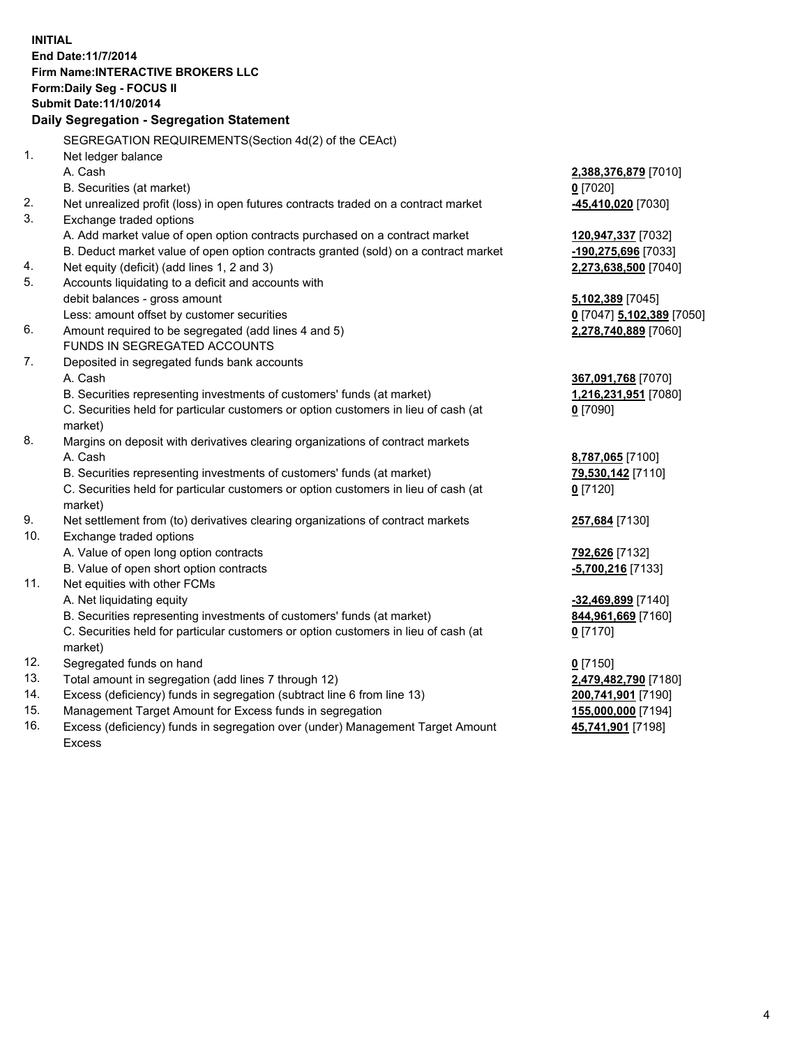**INITIAL**
**End Date:11/7/2014**
**Firm Name:INTERACTIVE BROKERS LLC**
**Form:Daily Seg - FOCUS II**
**Submit Date:11/10/2014**

## Daily Segregation - Segregation Statement

SEGREGATION REQUIREMENTS(Section 4d(2) of the CEAct)

| | | |
|---|---|---|
| 1. | Net ledger balance | |
| | A. Cash | **2,388,376,879** [7010] |
| | B. Securities (at market) | **0** [7020] |
| 2. | Net unrealized profit (loss) in open futures contracts traded on a contract market | **-45,410,020** [7030] |
| 3. | Exchange traded options | |
| | A. Add market value of open option contracts purchased on a contract market | **120,947,337** [7032] |
| | B. Deduct market value of open option contracts granted (sold) on a contract market | **-190,275,696** [7033] |
| 4. | Net equity (deficit) (add lines 1, 2 and 3) | **2,273,638,500** [7040] |
| 5. | Accounts liquidating to a deficit and accounts with debit balances - gross amount | **5,102,389** [7045] |
| | Less: amount offset by customer securities | **0** [7047] **5,102,389** [7050] |
| 6. | Amount required to be segregated (add lines 4 and 5) | **2,278,740,889** [7060] |
| | FUNDS IN SEGREGATED ACCOUNTS | |
| 7. | Deposited in segregated funds bank accounts | |
| | A. Cash | **367,091,768** [7070] |
| | B. Securities representing investments of customers' funds (at market) | **1,216,231,951** [7080] |
| | C. Securities held for particular customers or option customers in lieu of cash (at market) | **0** [7090] |
| 8. | Margins on deposit with derivatives clearing organizations of contract markets | |
| | A. Cash | **8,787,065** [7100] |
| | B. Securities representing investments of customers' funds (at market) | **79,530,142** [7110] |
| | C. Securities held for particular customers or option customers in lieu of cash (at market) | **0** [7120] |
| 9. | Net settlement from (to) derivatives clearing organizations of contract markets | **257,684** [7130] |
| 10. | Exchange traded options | |
| | A. Value of open long option contracts | **792,626** [7132] |
| | B. Value of open short option contracts | **-5,700,216** [7133] |
| 11. | Net equities with other FCMs | |
| | A. Net liquidating equity | **-32,469,899** [7140] |
| | B. Securities representing investments of customers' funds (at market) | **844,961,669** [7160] |
| | C. Securities held for particular customers or option customers in lieu of cash (at market) | **0** [7170] |
| 12. | Segregated funds on hand | **0** [7150] |
| 13. | Total amount in segregation (add lines 7 through 12) | **2,479,482,790** [7180] |
| 14. | Excess (deficiency) funds in segregation (subtract line 6 from line 13) | **200,741,901** [7190] |
| 15. | Management Target Amount for Excess funds in segregation | **155,000,000** [7194] |
| 16. | Excess (deficiency) funds in segregation over (under) Management Target Amount Excess | **45,741,901** [7198] |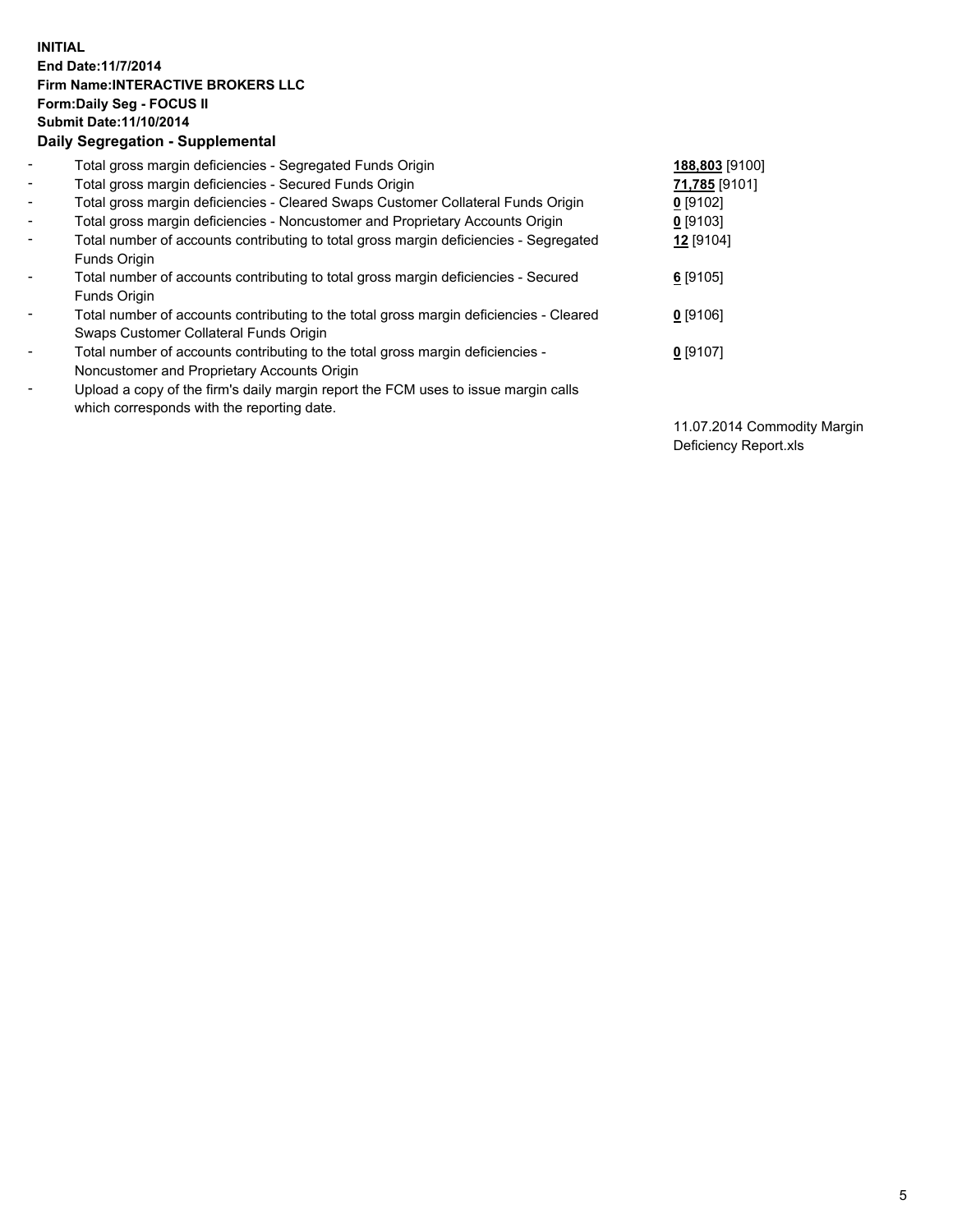**INITIAL**
**End Date:11/7/2014**
**Firm Name:INTERACTIVE BROKERS LLC**
**Form:Daily Seg - FOCUS II**
**Submit Date:11/10/2014**

**Daily Segregation - Supplemental**

| | | |
|---|---|---|
| - | Total gross margin deficiencies - Segregated Funds Origin | **188,803** [9100] |
| - | Total gross margin deficiencies - Secured Funds Origin | **71,785** [9101] |
| - | Total gross margin deficiencies - Cleared Swaps Customer Collateral Funds Origin | **0** [9102] |
| - | Total gross margin deficiencies - Noncustomer and Proprietary Accounts Origin | **0** [9103] |
| - | Total number of accounts contributing to total gross margin deficiencies - Segregated Funds Origin | **12** [9104] |
| - | Total number of accounts contributing to total gross margin deficiencies - Secured Funds Origin | **6** [9105] |
| - | Total number of accounts contributing to the total gross margin deficiencies - Cleared Swaps Customer Collateral Funds Origin | **0** [9106] |
| - | Total number of accounts contributing to the total gross margin deficiencies - Noncustomer and Proprietary Accounts Origin | **0** [9107] |
| - | Upload a copy of the firm's daily margin report the FCM uses to issue margin calls which corresponds with the reporting date. | 11.07.2014 Commodity Margin Deficiency Report.xls |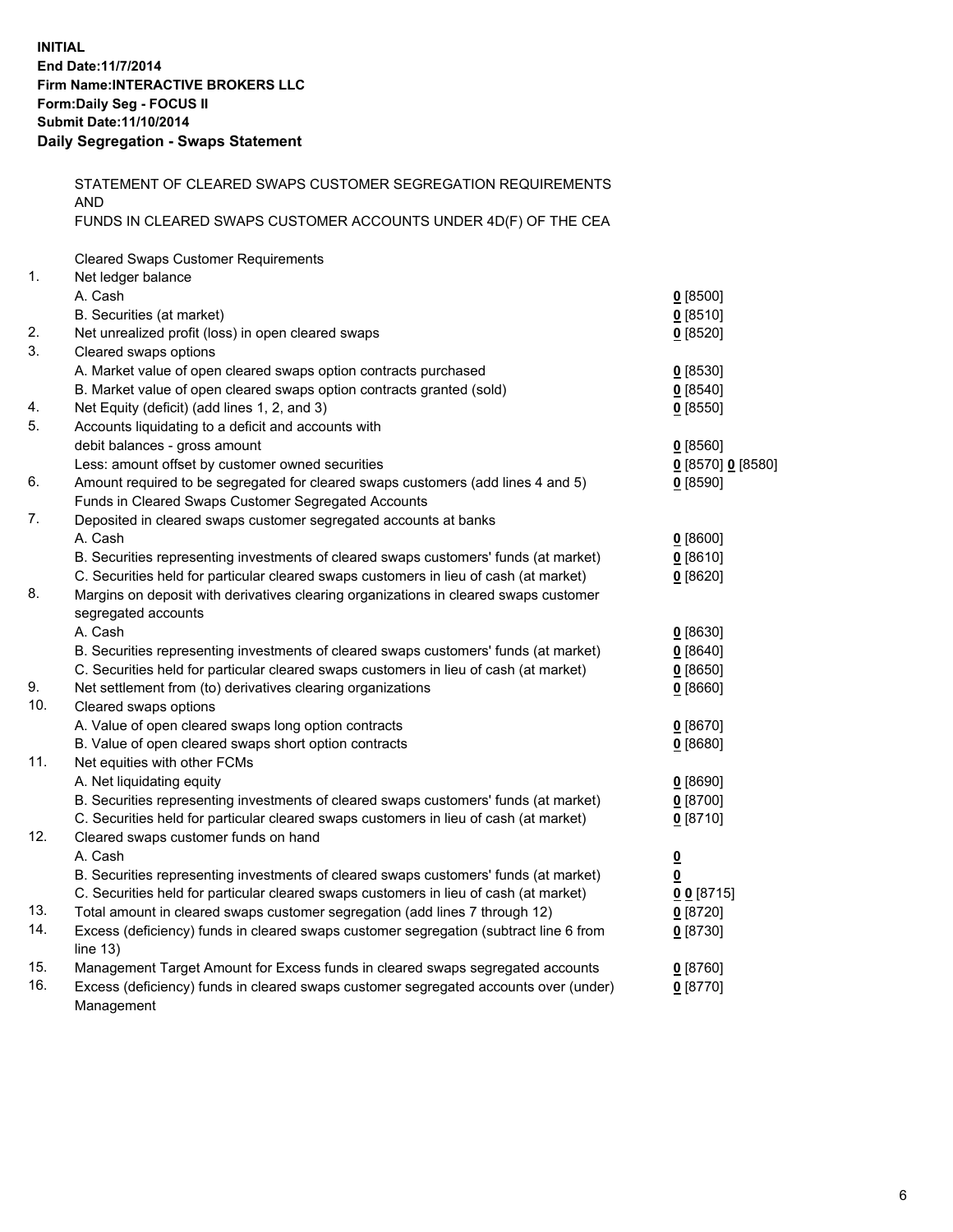**INITIAL**
**End Date:11/7/2014**
**Firm Name:INTERACTIVE BROKERS LLC**
**Form:Daily Seg - FOCUS II**
**Submit Date:11/10/2014**
**Daily Segregation - Swaps Statement**

STATEMENT OF CLEARED SWAPS CUSTOMER SEGREGATION REQUIREMENTS AND FUNDS IN CLEARED SWAPS CUSTOMER ACCOUNTS UNDER 4D(F) OF THE CEA

| | | |
|---|---|---|
| | Cleared Swaps Customer Requirements | |
| 1. | Net ledger balance | |
| | A. Cash | 0 [8500] |
| | B. Securities (at market) | 0 [8510] |
| 2. | Net unrealized profit (loss) in open cleared swaps | 0 [8520] |
| 3. | Cleared swaps options | |
| | A. Market value of open cleared swaps option contracts purchased | 0 [8530] |
| | B. Market value of open cleared swaps option contracts granted (sold) | 0 [8540] |
| 4. | Net Equity (deficit) (add lines 1, 2, and 3) | 0 [8550] |
| 5. | Accounts liquidating to a deficit and accounts with debit balances - gross amount | 0 [8560] |
| | Less: amount offset by customer owned securities | 0 [8570] 0 [8580] |
| 6. | Amount required to be segregated for cleared swaps customers (add lines 4 and 5) | 0 [8590] |
| | Funds in Cleared Swaps Customer Segregated Accounts | |
| 7. | Deposited in cleared swaps customer segregated accounts at banks | |
| | A. Cash | 0 [8600] |
| | B. Securities representing investments of cleared swaps customers' funds (at market) | 0 [8610] |
| | C. Securities held for particular cleared swaps customers in lieu of cash (at market) | 0 [8620] |
| 8. | Margins on deposit with derivatives clearing organizations in cleared swaps customer segregated accounts | |
| | A. Cash | 0 [8630] |
| | B. Securities representing investments of cleared swaps customers' funds (at market) | 0 [8640] |
| | C. Securities held for particular cleared swaps customers in lieu of cash (at market) | 0 [8650] |
| 9. | Net settlement from (to) derivatives clearing organizations | 0 [8660] |
| 10. | Cleared swaps options | |
| | A. Value of open cleared swaps long option contracts | 0 [8670] |
| | B. Value of open cleared swaps short option contracts | 0 [8680] |
| 11. | Net equities with other FCMs | |
| | A. Net liquidating equity | 0 [8690] |
| | B. Securities representing investments of cleared swaps customers' funds (at market) | 0 [8700] |
| | C. Securities held for particular cleared swaps customers in lieu of cash (at market) | 0 [8710] |
| 12. | Cleared swaps customer funds on hand | |
| | A. Cash | 0 |
| | B. Securities representing investments of cleared swaps customers' funds (at market) | 0 |
| | C. Securities held for particular cleared swaps customers in lieu of cash (at market) | 0 0 [8715] |
| 13. | Total amount in cleared swaps customer segregation (add lines 7 through 12) | 0 [8720] |
| 14. | Excess (deficiency) funds in cleared swaps customer segregation (subtract line 6 from line 13) | 0 [8730] |
| 15. | Management Target Amount for Excess funds in cleared swaps segregated accounts | 0 [8760] |
| 16. | Excess (deficiency) funds in cleared swaps customer segregated accounts over (under) Management | 0 [8770] |